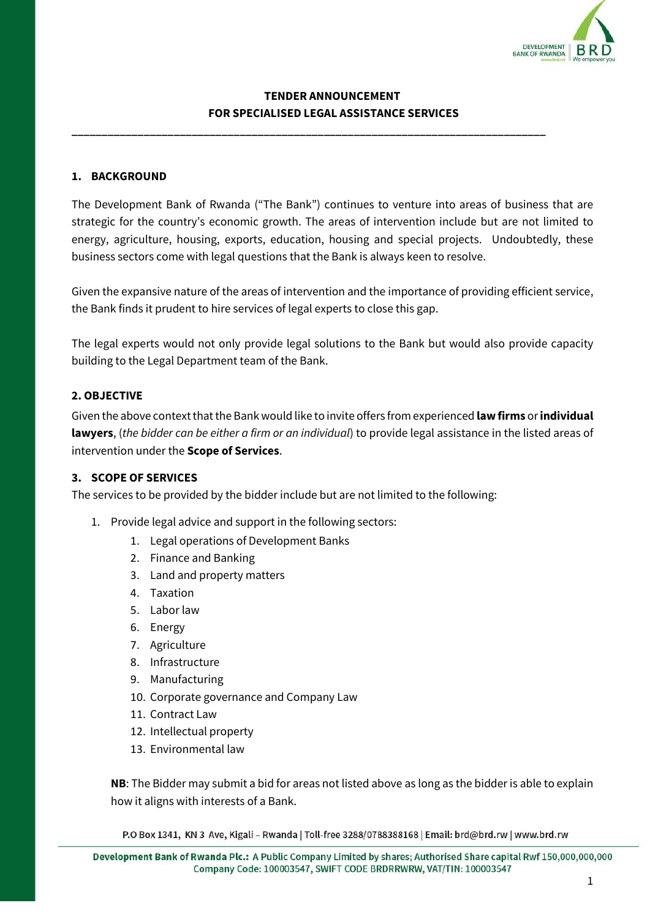# TENDER ANNOUNCEMENT
# FOR SPECIALISED LEGAL ASSISTANCE SERVICES

---

## 1. BACKGROUND

The Development Bank of Rwanda ("The Bank") continues to venture into areas of business that are strategic for the country's economic growth. The areas of intervention include but are not limited to energy, agriculture, housing, exports, education, housing and special projects. Undoubtedly, these business sectors come with legal questions that the Bank is always keen to resolve.

Given the expansive nature of the areas of intervention and the importance of providing efficient service, the Bank finds it prudent to hire services of legal experts to close this gap.

The legal experts would not only provide legal solutions to the Bank but would also provide capacity building to the Legal Department team of the Bank.

## 2. OBJECTIVE

Given the above context that the Bank would like to invite offers from experienced **law firms** or **individual lawyers**, (*the bidder can be either a firm or an individual*) to provide legal assistance in the listed areas of intervention under the **Scope of Services**.

## 3. SCOPE OF SERVICES

The services to be provided by the bidder include but are not limited to the following:

1. Provide legal advice and support in the following sectors:
    1. Legal operations of Development Banks
    2. Finance and Banking
    3. Land and property matters
    4. Taxation
    5. Labor law
    6. Energy
    7. Agriculture
    8. Infrastructure
    9. Manufacturing
    10. Corporate governance and Company Law
    11. Contract Law
    12. Intellectual property
    13. Environmental law

    **NB**: The Bidder may submit a bid for areas not listed above as long as the bidder is able to explain how it aligns with interests of a Bank.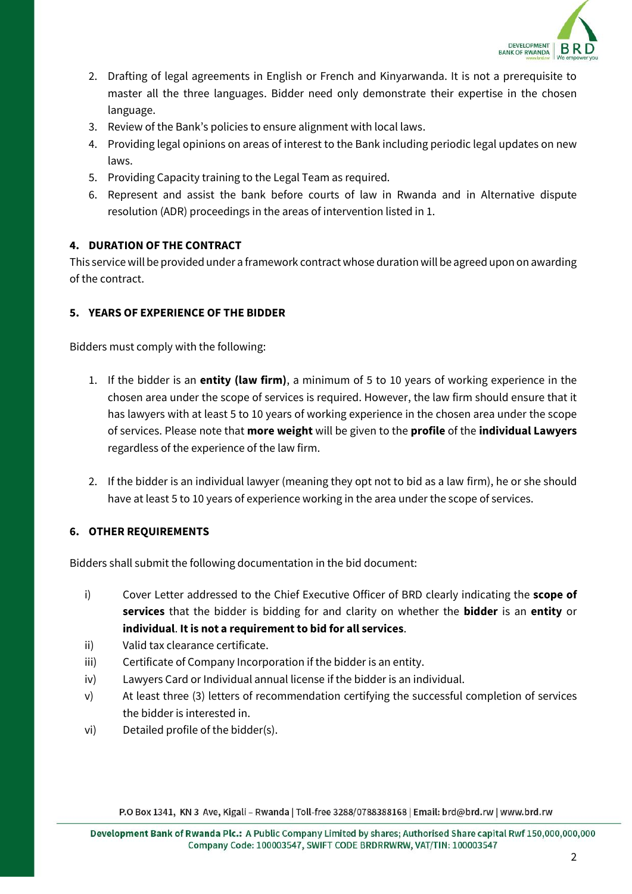2. Drafting of legal agreements in English or French and Kinyarwanda. It is not a prerequisite to master all the three languages. Bidder need only demonstrate their expertise in the chosen language.
3. Review of the Bank's policies to ensure alignment with local laws.
4. Providing legal opinions on areas of interest to the Bank including periodic legal updates on new laws.
5. Providing Capacity training to the Legal Team as required.
6. Represent and assist the bank before courts of law in Rwanda and in Alternative dispute resolution (ADR) proceedings in the areas of intervention listed in 1.

### 4. DURATION OF THE CONTRACT

This service will be provided under a framework contract whose duration will be agreed upon on awarding of the contract.

### 5. YEARS OF EXPERIENCE OF THE BIDDER

Bidders must comply with the following:

1. If the bidder is an **entity (law firm)**, a minimum of 5 to 10 years of working experience in the chosen area under the scope of services is required. However, the law firm should ensure that it has lawyers with at least 5 to 10 years of working experience in the chosen area under the scope of services. Please note that **more weight** will be given to the **profile** of the **individual Lawyers** regardless of the experience of the law firm.

2. If the bidder is an individual lawyer (meaning they opt not to bid as a law firm), he or she should have at least 5 to 10 years of experience working in the area under the scope of services.

### 6. OTHER REQUIREMENTS

Bidders shall submit the following documentation in the bid document:

i) Cover Letter addressed to the Chief Executive Officer of BRD clearly indicating the **scope of services** that the bidder is bidding for and clarity on whether the **bidder** is an **entity** or **individual**. **It is not a requirement to bid for all services**.

ii) Valid tax clearance certificate.

iii) Certificate of Company Incorporation if the bidder is an entity.

iv) Lawyers Card or Individual annual license if the bidder is an individual.

v) At least three (3) letters of recommendation certifying the successful completion of services the bidder is interested in.

vi) Detailed profile of the bidder(s).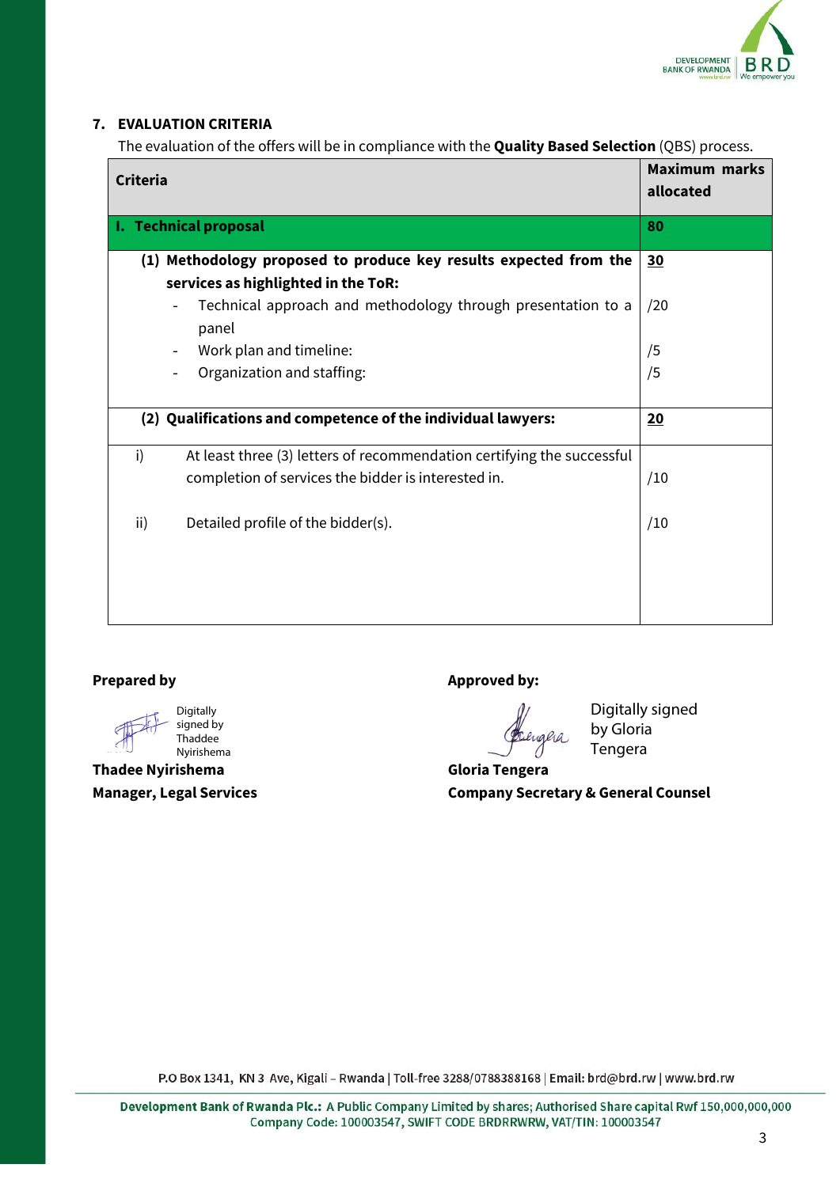## 7. EVALUATION CRITERIA

The evaluation of the offers will be in compliance with the **Quality Based Selection** (QBS) process.

| Criteria | Maximum marks allocated |
|---|---|
| **I. Technical proposal** | **80** |
| **(1) Methodology proposed to produce key results expected from the services as highlighted in the ToR:**<br>- Technical approach and methodology through presentation to a panel<br>- Work plan and timeline:<br>- Organization and staffing: | **30**<br>/20<br>/5<br>/5 |
| **(2) Qualifications and competence of the individual lawyers:** | **20** |
| i) At least three (3) letters of recommendation certifying the successful completion of services the bidder is interested in.<br>ii) Detailed profile of the bidder(s). | /10<br>/10 |

**Prepared by**

Digitally signed by Thaddee Nyirishema

**Thadee Nyirishema**
**Manager, Legal Services**

**Approved by:**

Digitally signed by Gloria Tengera

**Gloria Tengera**
**Company Secretary & General Counsel**

P.O Box 1341, KN 3 Ave, Kigali – Rwanda | Toll-free 3288/0788388168 | **Email:** brd@brd.rw | www.brd.rw

**Development Bank of Rwanda Plc.:** A Public Company Limited by shares; Authorised Share capital Rwf 150,000,000,000
Company Code: 100003547, SWIFT CODE BRDRRWRW, VAT/TIN: 100003547